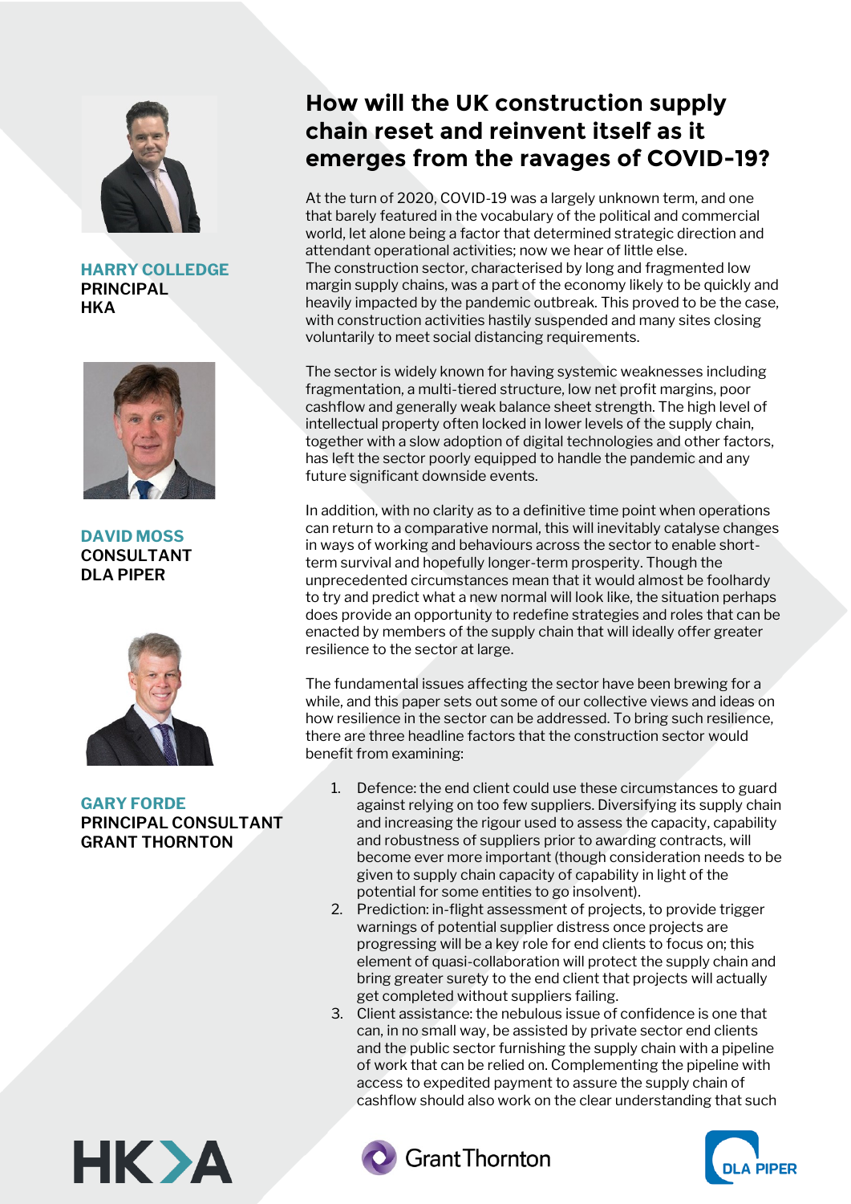**HARRY COLLEDGE**
**PRINCIPAL**
**HKA**

**DAVID MOSS**
**CONSULTANT**
**DLA PIPER**

**GARY FORDE**
**PRINCIPAL CONSULTANT**
**GRANT THORNTON**

# How will the UK construction supply chain reset and reinvent itself as it emerges from the ravages of COVID-19?

At the turn of 2020, COVID-19 was a largely unknown term, and one that barely featured in the vocabulary of the political and commercial world, let alone being a factor that determined strategic direction and attendant operational activities; now we hear of little else.
The construction sector, characterised by long and fragmented low margin supply chains, was a part of the economy likely to be quickly and heavily impacted by the pandemic outbreak. This proved to be the case, with construction activities hastily suspended and many sites closing voluntarily to meet social distancing requirements.

The sector is widely known for having systemic weaknesses including fragmentation, a multi-tiered structure, low net profit margins, poor cashflow and generally weak balance sheet strength. The high level of intellectual property often locked in lower levels of the supply chain, together with a slow adoption of digital technologies and other factors, has left the sector poorly equipped to handle the pandemic and any future significant downside events.

In addition, with no clarity as to a definitive time point when operations can return to a comparative normal, this will inevitably catalyse changes in ways of working and behaviours across the sector to enable short-term survival and hopefully longer-term prosperity. Though the unprecedented circumstances mean that it would almost be foolhardy to try and predict what a new normal will look like, the situation perhaps does provide an opportunity to redefine strategies and roles that can be enacted by members of the supply chain that will ideally offer greater resilience to the sector at large.

The fundamental issues affecting the sector have been brewing for a while, and this paper sets out some of our collective views and ideas on how resilience in the sector can be addressed. To bring such resilience, there are three headline factors that the construction sector would benefit from examining:

1. Defence: the end client could use these circumstances to guard against relying on too few suppliers. Diversifying its supply chain and increasing the rigour used to assess the capacity, capability and robustness of suppliers prior to awarding contracts, will become ever more important (though consideration needs to be given to supply chain capacity of capability in light of the potential for some entities to go insolvent).
2. Prediction: in-flight assessment of projects, to provide trigger warnings of potential supplier distress once projects are progressing will be a key role for end clients to focus on; this element of quasi-collaboration will protect the supply chain and bring greater surety to the end client that projects will actually get completed without suppliers failing.
3. Client assistance: the nebulous issue of confidence is one that can, in no small way, be assisted by private sector end clients and the public sector furnishing the supply chain with a pipeline of work that can be relied on. Complementing the pipeline with access to expedited payment to assure the supply chain of cashflow should also work on the clear understanding that such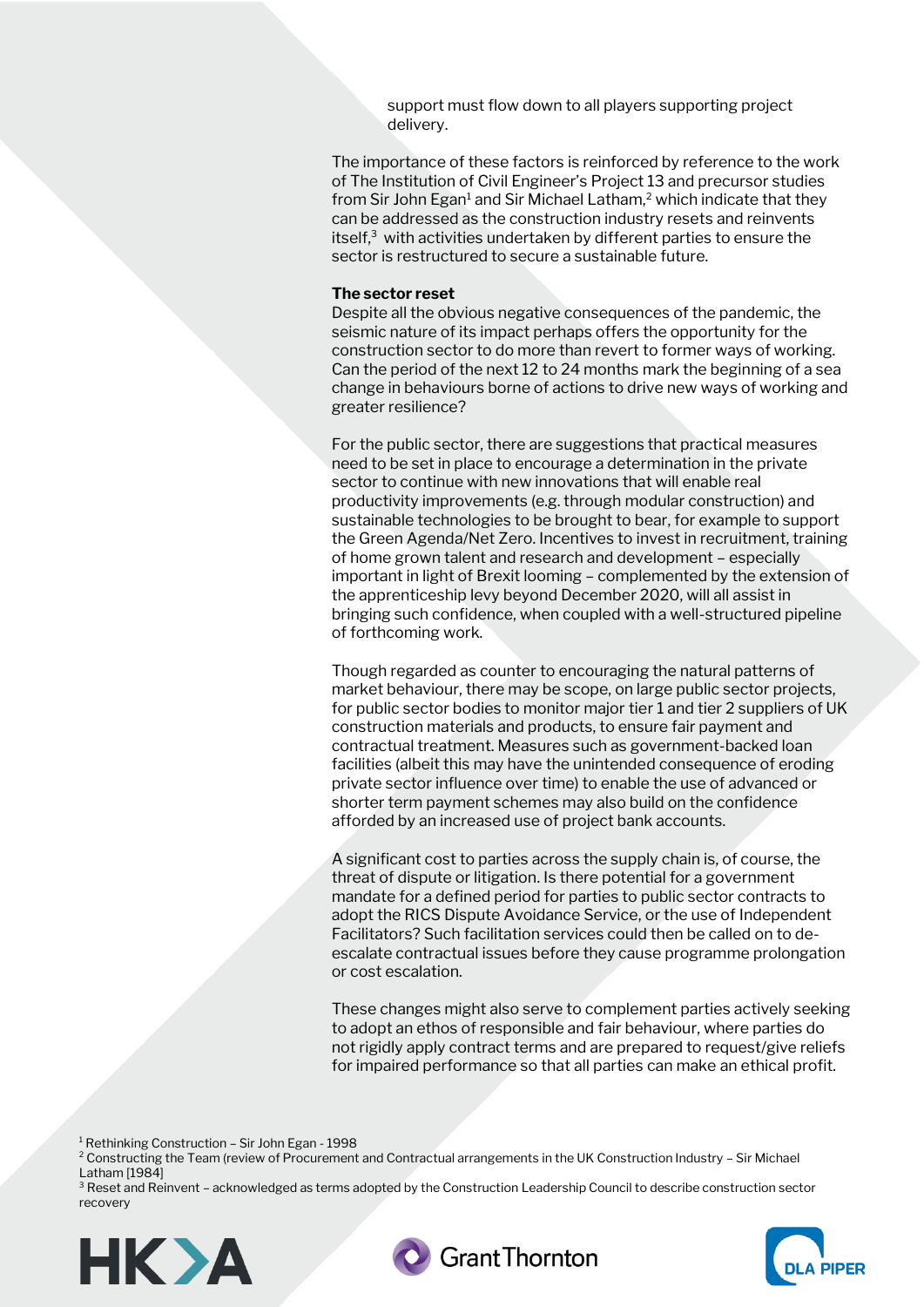support must flow down to all players supporting project delivery.

The importance of these factors is reinforced by reference to the work of The Institution of Civil Engineer's Project 13 and precursor studies from Sir John Egan[1] and Sir Michael Latham,[2] which indicate that they can be addressed as the construction industry resets and reinvents itself,[3] with activities undertaken by different parties to ensure the sector is restructured to secure a sustainable future.

**The sector reset**

Despite all the obvious negative consequences of the pandemic, the seismic nature of its impact perhaps offers the opportunity for the construction sector to do more than revert to former ways of working. Can the period of the next 12 to 24 months mark the beginning of a sea change in behaviours borne of actions to drive new ways of working and greater resilience?

For the public sector, there are suggestions that practical measures need to be set in place to encourage a determination in the private sector to continue with new innovations that will enable real productivity improvements (e.g. through modular construction) and sustainable technologies to be brought to bear, for example to support the Green Agenda/Net Zero. Incentives to invest in recruitment, training of home grown talent and research and development – especially important in light of Brexit looming – complemented by the extension of the apprenticeship levy beyond December 2020, will all assist in bringing such confidence, when coupled with a well-structured pipeline of forthcoming work.

Though regarded as counter to encouraging the natural patterns of market behaviour, there may be scope, on large public sector projects, for public sector bodies to monitor major tier 1 and tier 2 suppliers of UK construction materials and products, to ensure fair payment and contractual treatment. Measures such as government-backed loan facilities (albeit this may have the unintended consequence of eroding private sector influence over time) to enable the use of advanced or shorter term payment schemes may also build on the confidence afforded by an increased use of project bank accounts.

A significant cost to parties across the supply chain is, of course, the threat of dispute or litigation. Is there potential for a government mandate for a defined period for parties to public sector contracts to adopt the RICS Dispute Avoidance Service, or the use of Independent Facilitators? Such facilitation services could then be called on to de-escalate contractual issues before they cause programme prolongation or cost escalation.

These changes might also serve to complement parties actively seeking to adopt an ethos of responsible and fair behaviour, where parties do not rigidly apply contract terms and are prepared to request/give reliefs for impaired performance so that all parties can make an ethical profit.

[1] Rethinking Construction – Sir John Egan - 1998

[2] Constructing the Team (review of Procurement and Contractual arrangements in the UK Construction Industry – Sir Michael Latham [1984]

[3] Reset and Reinvent – acknowledged as terms adopted by the Construction Leadership Council to describe construction sector recovery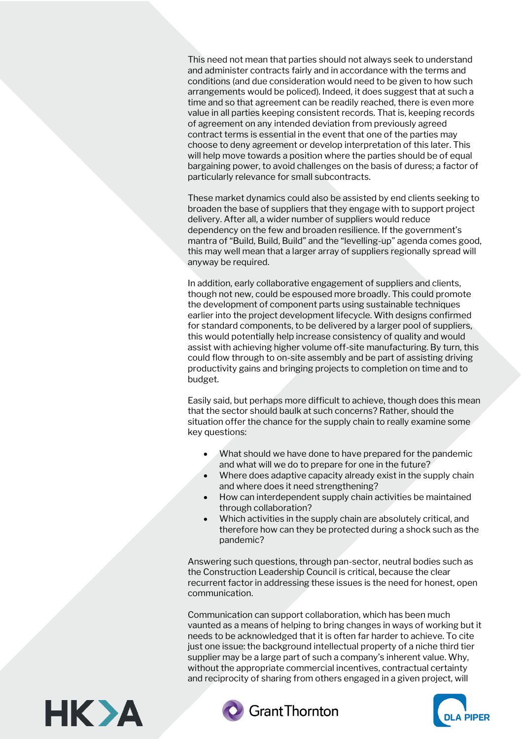This need not mean that parties should not always seek to understand and administer contracts fairly and in accordance with the terms and conditions (and due consideration would need to be given to how such arrangements would be policed). Indeed, it does suggest that at such a time and so that agreement can be readily reached, there is even more value in all parties keeping consistent records. That is, keeping records of agreement on any intended deviation from previously agreed contract terms is essential in the event that one of the parties may choose to deny agreement or develop interpretation of this later. This will help move towards a position where the parties should be of equal bargaining power, to avoid challenges on the basis of duress; a factor of particularly relevance for small subcontracts.

These market dynamics could also be assisted by end clients seeking to broaden the base of suppliers that they engage with to support project delivery. After all, a wider number of suppliers would reduce dependency on the few and broaden resilience. If the government's mantra of "Build, Build, Build" and the "levelling-up" agenda comes good, this may well mean that a larger array of suppliers regionally spread will anyway be required.

In addition, early collaborative engagement of suppliers and clients, though not new, could be espoused more broadly. This could promote the development of component parts using sustainable techniques earlier into the project development lifecycle. With designs confirmed for standard components, to be delivered by a larger pool of suppliers, this would potentially help increase consistency of quality and would assist with achieving higher volume off-site manufacturing. By turn, this could flow through to on-site assembly and be part of assisting driving productivity gains and bringing projects to completion on time and to budget.

Easily said, but perhaps more difficult to achieve, though does this mean that the sector should baulk at such concerns? Rather, should the situation offer the chance for the supply chain to really examine some key questions:

- What should we have done to have prepared for the pandemic and what will we do to prepare for one in the future?
- Where does adaptive capacity already exist in the supply chain and where does it need strengthening?
- How can interdependent supply chain activities be maintained through collaboration?
- Which activities in the supply chain are absolutely critical, and therefore how can they be protected during a shock such as the pandemic?

Answering such questions, through pan-sector, neutral bodies such as the Construction Leadership Council is critical, because the clear recurrent factor in addressing these issues is the need for honest, open communication.

Communication can support collaboration, which has been much vaunted as a means of helping to bring changes in ways of working but it needs to be acknowledged that it is often far harder to achieve. To cite just one issue: the background intellectual property of a niche third tier supplier may be a large part of such a company's inherent value. Why, without the appropriate commercial incentives, contractual certainty and reciprocity of sharing from others engaged in a given project, will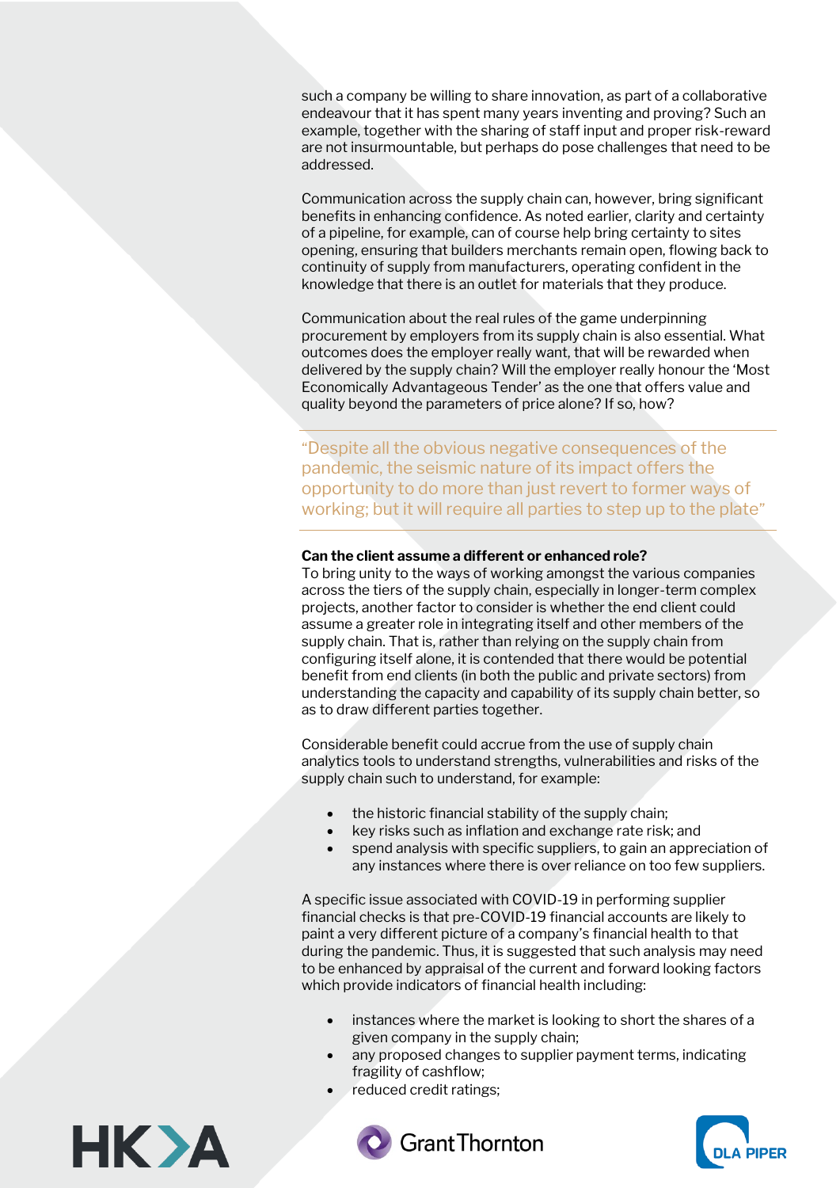such a company be willing to share innovation, as part of a collaborative endeavour that it has spent many years inventing and proving? Such an example, together with the sharing of staff input and proper risk-reward are not insurmountable, but perhaps do pose challenges that need to be addressed.

Communication across the supply chain can, however, bring significant benefits in enhancing confidence. As noted earlier, clarity and certainty of a pipeline, for example, can of course help bring certainty to sites opening, ensuring that builders merchants remain open, flowing back to continuity of supply from manufacturers, operating confident in the knowledge that there is an outlet for materials that they produce.

Communication about the real rules of the game underpinning procurement by employers from its supply chain is also essential. What outcomes does the employer really want, that will be rewarded when delivered by the supply chain? Will the employer really honour the 'Most Economically Advantageous Tender' as the one that offers value and quality beyond the parameters of price alone? If so, how?

> "Despite all the obvious negative consequences of the pandemic, the seismic nature of its impact offers the opportunity to do more than just revert to former ways of working; but it will require all parties to step up to the plate"

**Can the client assume a different or enhanced role?**

To bring unity to the ways of working amongst the various companies across the tiers of the supply chain, especially in longer-term complex projects, another factor to consider is whether the end client could assume a greater role in integrating itself and other members of the supply chain. That is, rather than relying on the supply chain from configuring itself alone, it is contended that there would be potential benefit from end clients (in both the public and private sectors) from understanding the capacity and capability of its supply chain better, so as to draw different parties together.

Considerable benefit could accrue from the use of supply chain analytics tools to understand strengths, vulnerabilities and risks of the supply chain such to understand, for example:

- the historic financial stability of the supply chain;
- key risks such as inflation and exchange rate risk; and
- spend analysis with specific suppliers, to gain an appreciation of any instances where there is over reliance on too few suppliers.

A specific issue associated with COVID-19 in performing supplier financial checks is that pre-COVID-19 financial accounts are likely to paint a very different picture of a company's financial health to that during the pandemic. Thus, it is suggested that such analysis may need to be enhanced by appraisal of the current and forward looking factors which provide indicators of financial health including:

- instances where the market is looking to short the shares of a given company in the supply chain;
- any proposed changes to supplier payment terms, indicating fragility of cashflow;
- reduced credit ratings;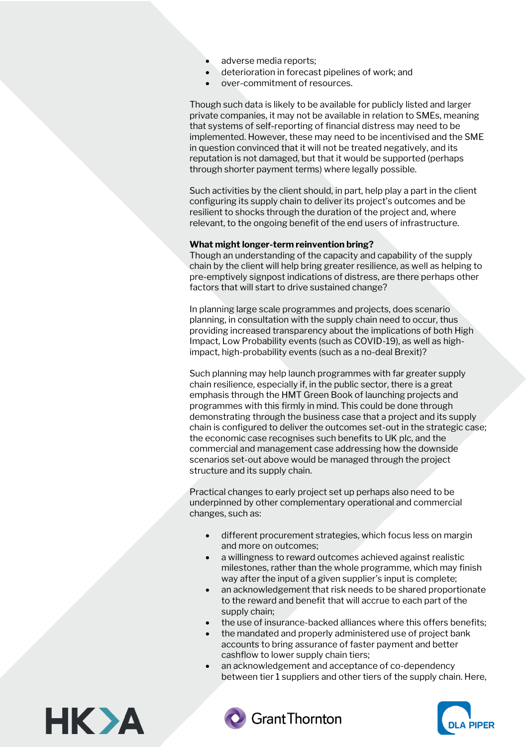- adverse media reports;
- deterioration in forecast pipelines of work; and
- over-commitment of resources.

Though such data is likely to be available for publicly listed and larger private companies, it may not be available in relation to SMEs, meaning that systems of self-reporting of financial distress may need to be implemented. However, these may need to be incentivised and the SME in question convinced that it will not be treated negatively, and its reputation is not damaged, but that it would be supported (perhaps through shorter payment terms) where legally possible.

Such activities by the client should, in part, help play a part in the client configuring its supply chain to deliver its project's outcomes and be resilient to shocks through the duration of the project and, where relevant, to the ongoing benefit of the end users of infrastructure.

**What might longer-term reinvention bring?**

Though an understanding of the capacity and capability of the supply chain by the client will help bring greater resilience, as well as helping to pre-emptively signpost indications of distress, are there perhaps other factors that will start to drive sustained change?

In planning large scale programmes and projects, does scenario planning, in consultation with the supply chain need to occur, thus providing increased transparency about the implications of both High Impact, Low Probability events (such as COVID-19), as well as high-impact, high-probability events (such as a no-deal Brexit)?

Such planning may help launch programmes with far greater supply chain resilience, especially if, in the public sector, there is a great emphasis through the HMT Green Book of launching projects and programmes with this firmly in mind. This could be done through demonstrating through the business case that a project and its supply chain is configured to deliver the outcomes set-out in the strategic case; the economic case recognises such benefits to UK plc, and the commercial and management case addressing how the downside scenarios set-out above would be managed through the project structure and its supply chain.

Practical changes to early project set up perhaps also need to be underpinned by other complementary operational and commercial changes, such as:

- different procurement strategies, which focus less on margin and more on outcomes;
- a willingness to reward outcomes achieved against realistic milestones, rather than the whole programme, which may finish way after the input of a given supplier's input is complete;
- an acknowledgement that risk needs to be shared proportionate to the reward and benefit that will accrue to each part of the supply chain;
- the use of insurance-backed alliances where this offers benefits;
- the mandated and properly administered use of project bank accounts to bring assurance of faster payment and better cashflow to lower supply chain tiers;
- an acknowledgement and acceptance of co-dependency between tier 1 suppliers and other tiers of the supply chain. Here,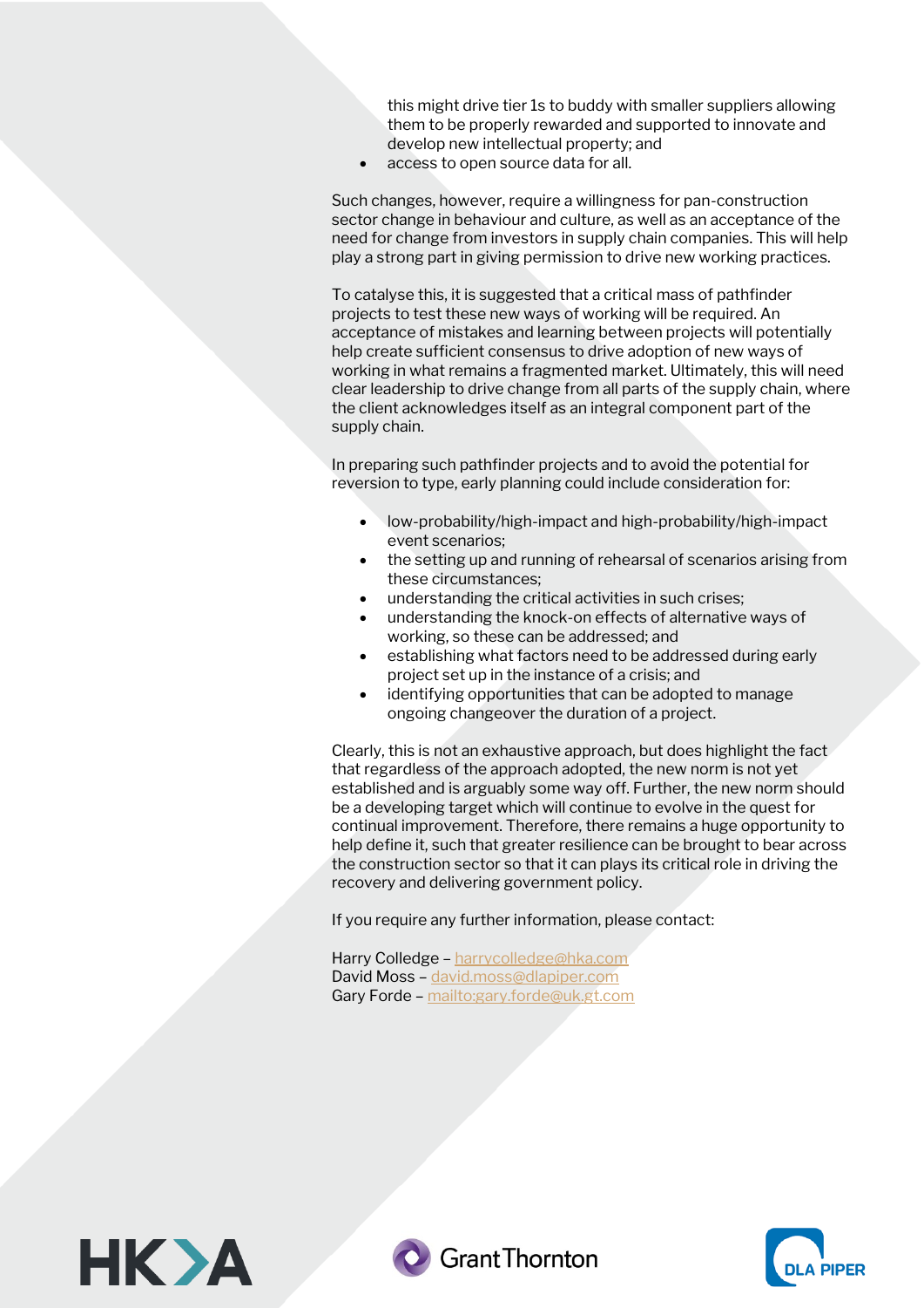this might drive tier 1s to buddy with smaller suppliers allowing them to be properly rewarded and supported to innovate and develop new intellectual property; and

- access to open source data for all.

Such changes, however, require a willingness for pan-construction sector change in behaviour and culture, as well as an acceptance of the need for change from investors in supply chain companies. This will help play a strong part in giving permission to drive new working practices.

To catalyse this, it is suggested that a critical mass of pathfinder projects to test these new ways of working will be required. An acceptance of mistakes and learning between projects will potentially help create sufficient consensus to drive adoption of new ways of working in what remains a fragmented market. Ultimately, this will need clear leadership to drive change from all parts of the supply chain, where the client acknowledges itself as an integral component part of the supply chain.

In preparing such pathfinder projects and to avoid the potential for reversion to type, early planning could include consideration for:

- low-probability/high-impact and high-probability/high-impact event scenarios;
- the setting up and running of rehearsal of scenarios arising from these circumstances;
- understanding the critical activities in such crises;
- understanding the knock-on effects of alternative ways of working, so these can be addressed; and
- establishing what factors need to be addressed during early project set up in the instance of a crisis; and
- identifying opportunities that can be adopted to manage ongoing changeover the duration of a project.

Clearly, this is not an exhaustive approach, but does highlight the fact that regardless of the approach adopted, the new norm is not yet established and is arguably some way off. Further, the new norm should be a developing target which will continue to evolve in the quest for continual improvement. Therefore, there remains a huge opportunity to help define it, such that greater resilience can be brought to bear across the construction sector so that it can plays its critical role in driving the recovery and delivering government policy.

If you require any further information, please contact:

Harry Colledge – harrycolledge@hka.com
David Moss – david.moss@dlapiper.com
Gary Forde – mailto:gary.forde@uk.gt.com

HKA

GrantThornton

DLA PIPER